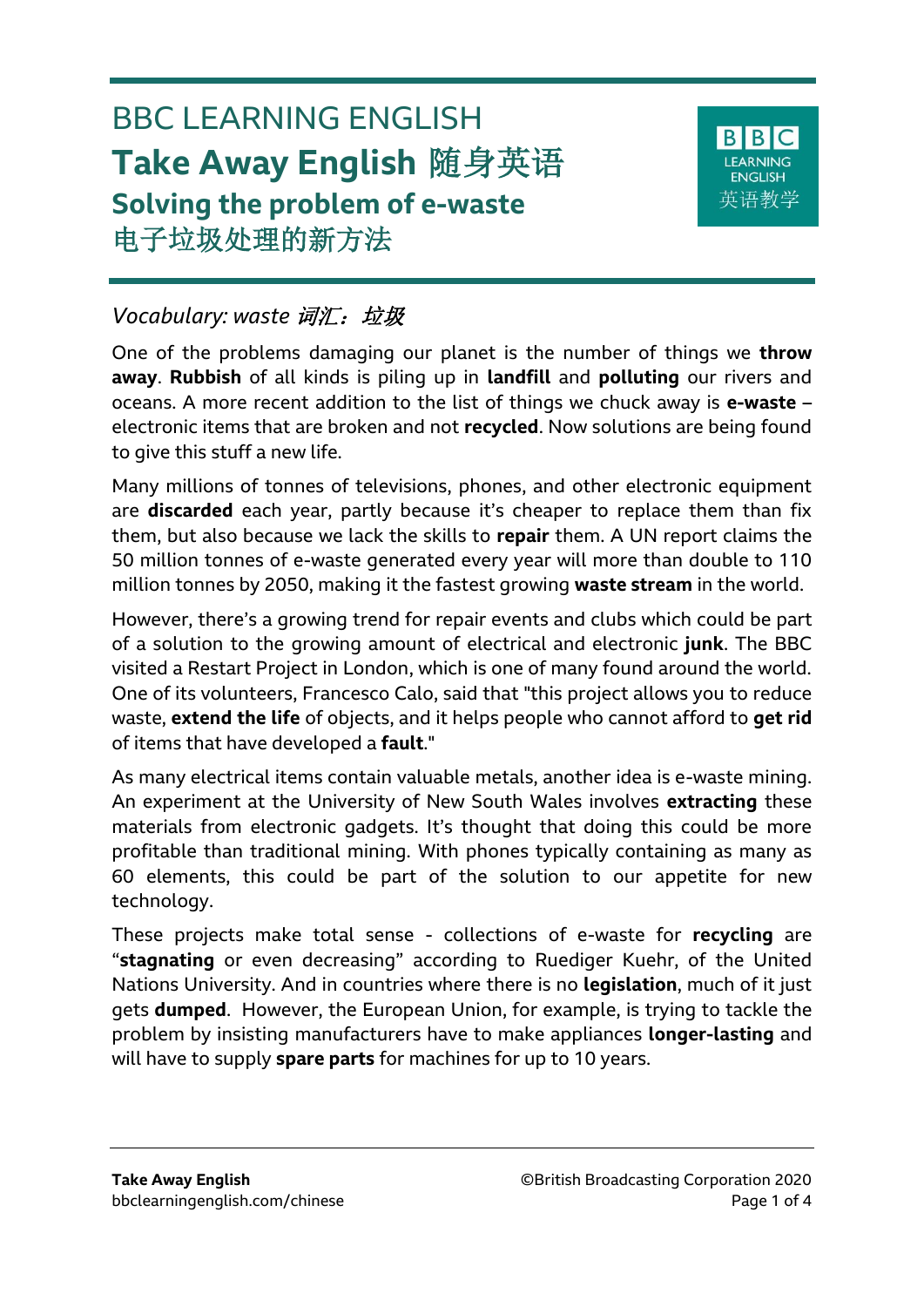# BBC LEARNING ENGLISH

# Take Away English 随身英语

## Solving the problem of e-waste

## 电子垃圾处理的新方法

### *Vocabulary: waste 词汇：垃圾*

One of the problems damaging our planet is the number of things we **throw away**. **Rubbish** of all kinds is piling up in **landfill** and **polluting** our rivers and oceans. A more recent addition to the list of things we chuck away is **e-waste** – electronic items that are broken and not **recycled**. Now solutions are being found to give this stuff a new life.

Many millions of tonnes of televisions, phones, and other electronic equipment are **discarded** each year, partly because it's cheaper to replace them than fix them, but also because we lack the skills to **repair** them. A UN report claims the 50 million tonnes of e-waste generated every year will more than double to 110 million tonnes by 2050, making it the fastest growing **waste stream** in the world.

However, there's a growing trend for repair events and clubs which could be part of a solution to the growing amount of electrical and electronic **junk**. The BBC visited a Restart Project in London, which is one of many found around the world. One of its volunteers, Francesco Calo, said that "this project allows you to reduce waste, **extend the life** of objects, and it helps people who cannot afford to **get rid** of items that have developed a **fault**."

As many electrical items contain valuable metals, another idea is e-waste mining. An experiment at the University of New South Wales involves **extracting** these materials from electronic gadgets. It's thought that doing this could be more profitable than traditional mining. With phones typically containing as many as 60 elements, this could be part of the solution to our appetite for new technology.

These projects make total sense - collections of e-waste for **recycling** are "**stagnating** or even decreasing" according to Ruediger Kuehr, of the United Nations University. And in countries where there is no **legislation**, much of it just gets **dumped**. However, the European Union, for example, is trying to tackle the problem by insisting manufacturers have to make appliances **longer-lasting** and will have to supply **spare parts** for machines for up to 10 years.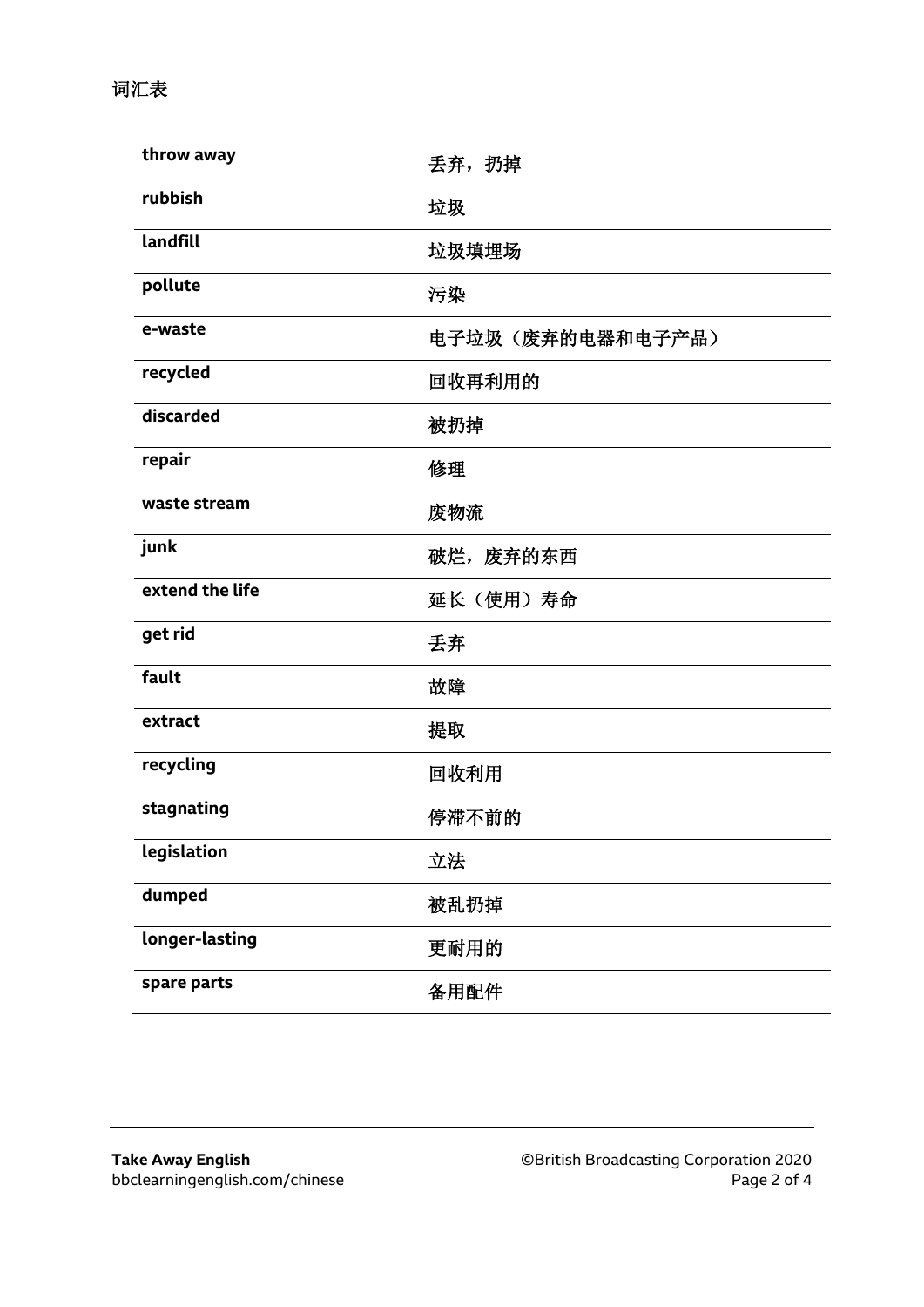词汇表

| | |
|---|---|
| **throw away** | 丢弃，扔掉 |
| **rubbish** | 垃圾 |
| **landfill** | 垃圾填埋场 |
| **pollute** | 污染 |
| **e-waste** | 电子垃圾（废弃的电器和电子产品） |
| **recycled** | 回收再利用的 |
| **discarded** | 被扔掉 |
| **repair** | 修理 |
| **waste stream** | 废物流 |
| **junk** | 破烂，废弃的东西 |
| **extend the life** | 延长（使用）寿命 |
| **get rid** | 丢弃 |
| **fault** | 故障 |
| **extract** | 提取 |
| **recycling** | 回收利用 |
| **stagnating** | 停滞不前的 |
| **legislation** | 立法 |
| **dumped** | 被乱扔掉 |
| **longer-lasting** | 更耐用的 |
| **spare parts** | 备用配件 |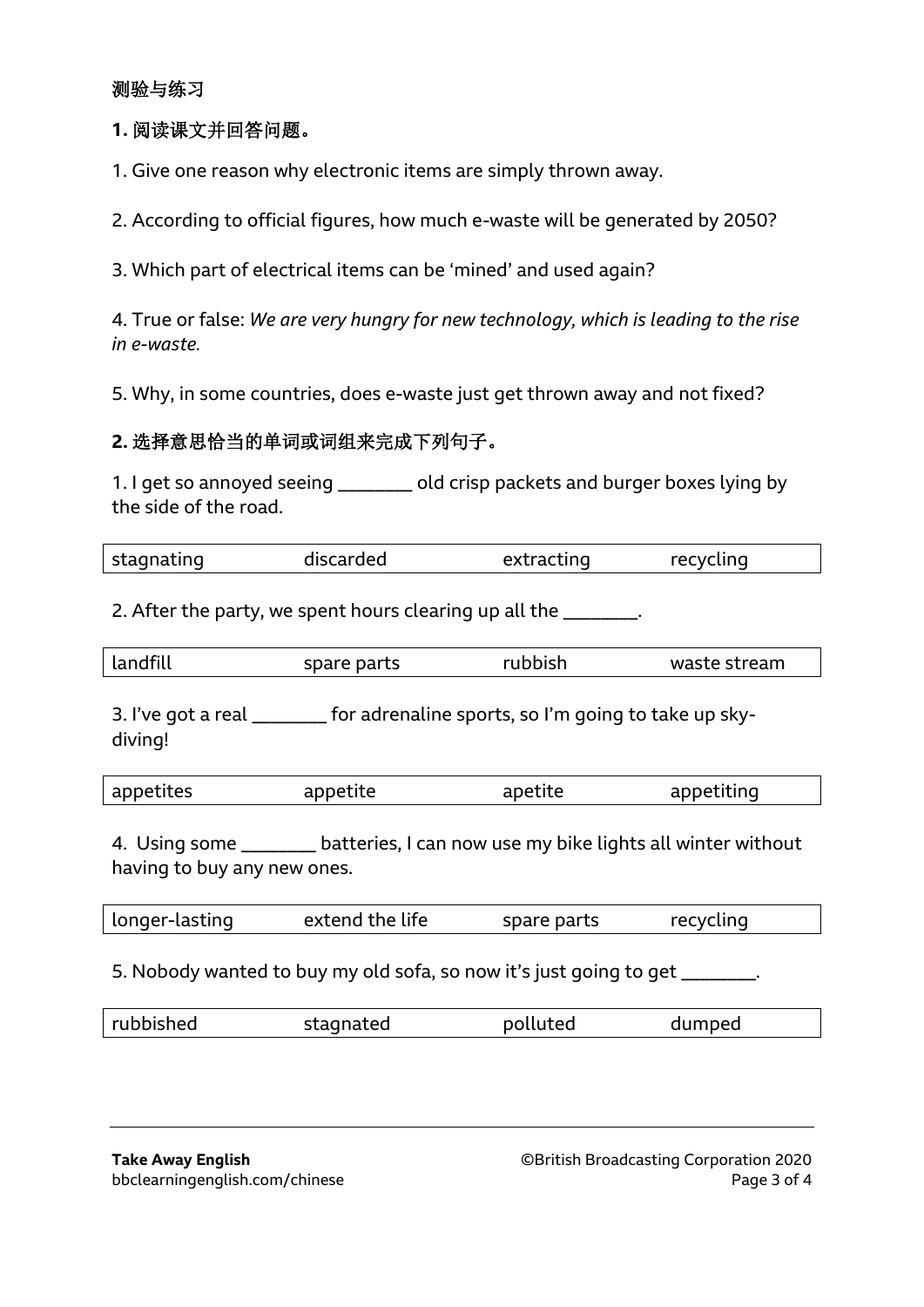**测验与练习**

**1.** **阅读课文并回答问题。**

1. Give one reason why electronic items are simply thrown away.

2. According to official figures, how much e-waste will be generated by 2050?

3. Which part of electrical items can be 'mined' and used again?

4. True or false: *We are very hungry for new technology, which is leading to the rise in e-waste.*

5. Why, in some countries, does e-waste just get thrown away and not fixed?

**2.** **选择意思恰当的单词或词组来完成下列句子。**

1. I get so annoyed seeing _______ old crisp packets and burger boxes lying by the side of the road.

| stagnating | discarded | extracting | recycling |
|---|---|---|---|

2. After the party, we spent hours clearing up all the _______.

| landfill | spare parts | rubbish | waste stream |
|---|---|---|---|

3. I've got a real _______ for adrenaline sports, so I'm going to take up sky-diving!

| appetites | appetite | apetite | appetiting |
|---|---|---|---|

4. Using some _______ batteries, I can now use my bike lights all winter without having to buy any new ones.

| longer-lasting | extend the life | spare parts | recycling |
|---|---|---|---|

5. Nobody wanted to buy my old sofa, so now it's just going to get _______.

| rubbished | stagnated | polluted | dumped |
|---|---|---|---|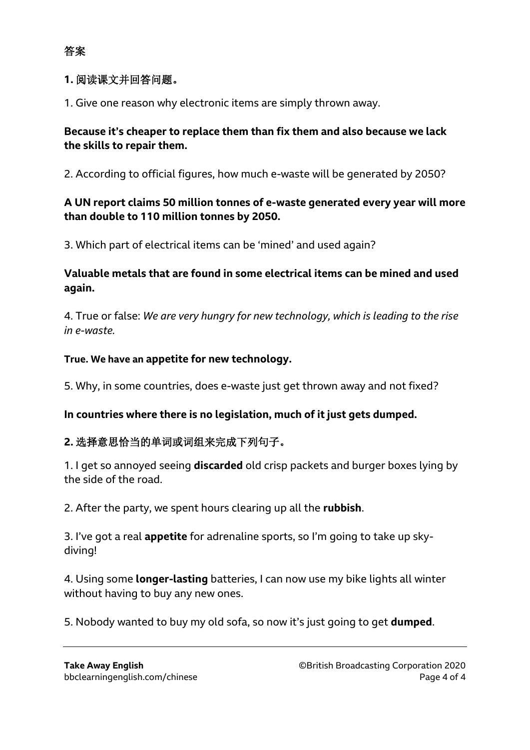答案

**1.** 阅读课文并回答问题。

1. Give one reason why electronic items are simply thrown away.

**Because it's cheaper to replace them than fix them and also because we lack the skills to repair them.**

2. According to official figures, how much e-waste will be generated by 2050?

**A UN report claims 50 million tonnes of e-waste generated every year will more than double to 110 million tonnes by 2050.**

3. Which part of electrical items can be 'mined' and used again?

**Valuable metals that are found in some electrical items can be mined and used again.**

4. True or false: *We are very hungry for new technology, which is leading to the rise in e-waste.*

**True. We have an appetite for new technology.**

5. Why, in some countries, does e-waste just get thrown away and not fixed?

**In countries where there is no legislation, much of it just gets dumped.**

**2.** 选择意思恰当的单词或词组来完成下列句子。

1. I get so annoyed seeing **discarded** old crisp packets and burger boxes lying by the side of the road.

2. After the party, we spent hours clearing up all the **rubbish**.

3. I've got a real **appetite** for adrenaline sports, so I'm going to take up sky-diving!

4. Using some **longer-lasting** batteries, I can now use my bike lights all winter without having to buy any new ones.

5. Nobody wanted to buy my old sofa, so now it's just going to get **dumped**.